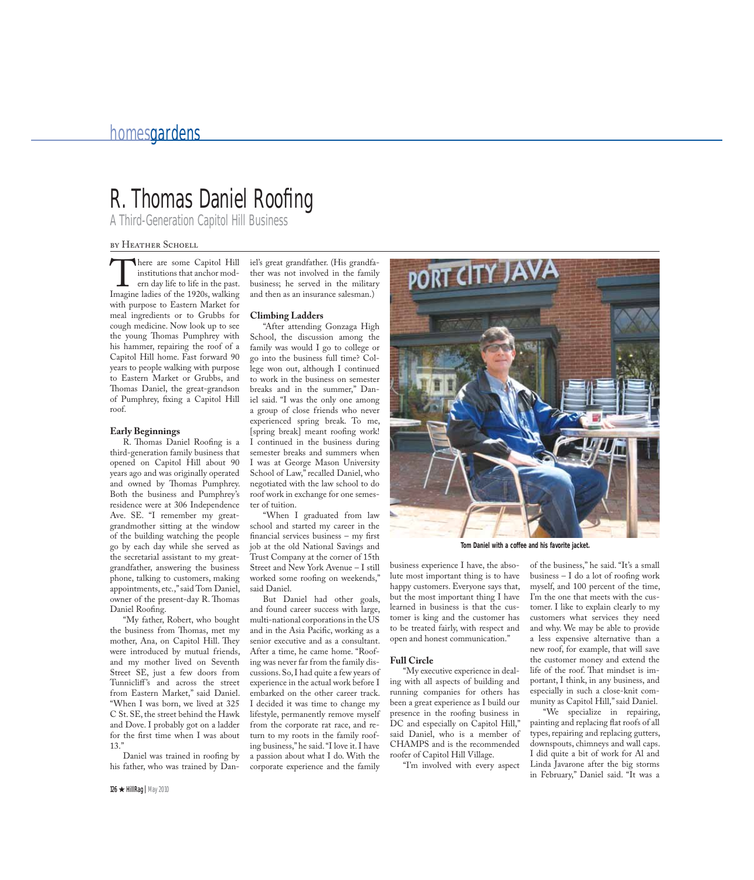# R. Thomas Daniel Roofing

## A Third-Generation Capitol Hill Business

by Heather Schoell

There are some Capitol Hill institutions that anchor modern day life to life in the past. Imagine ladies of the 1920s, walking with purpose to Eastern Market for meal ingredients or to Grubbs for cough medicine. Now look up to see the young Thomas Pumphrey with his hammer, repairing the roof of a Capitol Hill home. Fast forward 90 years to people walking with purpose to Eastern Market or Grubbs, and Thomas Daniel, the great-grandson of Pumphrey, fixing a Capitol Hill roof.

### Early Beginnings

R. Thomas Daniel Roofing is a third-generation family business that opened on Capitol Hill about 90 years ago and was originally operated and owned by Thomas Pumphrey. Both the business and Pumphrey's residence were at 306 Independence Ave. SE. "I remember my great-grandmother sitting at the window of the building watching the people go by each day while she served as the secretarial assistant to my great-grandfather, answering the business phone, talking to customers, making appointments, etc.," said Tom Daniel, owner of the present-day R. Thomas Daniel Roofing.

"My father, Robert, who bought the business from Thomas, met my mother, Ana, on Capitol Hill. They were introduced by mutual friends, and my mother lived on Seventh Street SE, just a few doors from Tunnicliff's and across the street from Eastern Market," said Daniel. "When I was born, we lived at 325 C St. SE, the street behind the Hawk and Dove. I probably got on a ladder for the first time when I was about 13."

Daniel was trained in roofing by his father, who was trained by Daniel's great grandfather. (His grandfather was not involved in the family business; he served in the military and then as an insurance salesman.)

### Climbing Ladders

"After attending Gonzaga High School, the discussion among the family was would I go to college or go into the business full time? College won out, although I continued to work in the business on semester breaks and in the summer," Daniel said. "I was the only one among a group of close friends who never experienced spring break. To me, [spring break] meant roofing work! I continued in the business during semester breaks and summers when I was at George Mason University School of Law," recalled Daniel, who negotiated with the law school to do roof work in exchange for one semester of tuition.

"When I graduated from law school and started my career in the financial services business – my first job at the old National Savings and Trust Company at the corner of 15th Street and New York Avenue – I still worked some roofing on weekends," said Daniel.

But Daniel had other goals, and found career success with large, multi-national corporations in the US and in the Asia Pacific, working as a senior executive and as a consultant. After a time, he came home. "Roofing was never far from the family discussions. So, I had quite a few years of experience in the actual work before I embarked on the other career track. I decided it was time to change my lifestyle, permanently remove myself from the corporate rat race, and return to my roots in the family roofing business," he said. "I love it. I have a passion about what I do. With the corporate experience and the family business experience I have, the absolute most important thing is to have happy customers. Everyone says that, but the most important thing I have learned in business is that the customer is king and the customer has to be treated fairly, with respect and open and honest communication."

Tom Daniel with a coffee and his favorite jacket.

### Full Circle

"My executive experience in dealing with all aspects of building and running companies for others has been a great experience as I build our presence in the roofing business in DC and especially on Capitol Hill," said Daniel, who is a member of CHAMPS and is the recommended roofer of Capitol Hill Village.

"I'm involved with every aspect of the business," he said. "It's a small business – I do a lot of roofing work myself, and 100 percent of the time, I'm the one that meets with the customer. I like to explain clearly to my customers what services they need and why. We may be able to provide a less expensive alternative than a new roof, for example, that will save the customer money and extend the life of the roof. That mindset is important, I think, in any business, and especially in such a close-knit community as Capitol Hill," said Daniel.

"We specialize in repairing, painting and replacing flat roofs of all types, repairing and replacing gutters, downspouts, chimneys and wall caps. I did quite a bit of work for Al and Linda Javarone after the big storms in February," Daniel said. "It was a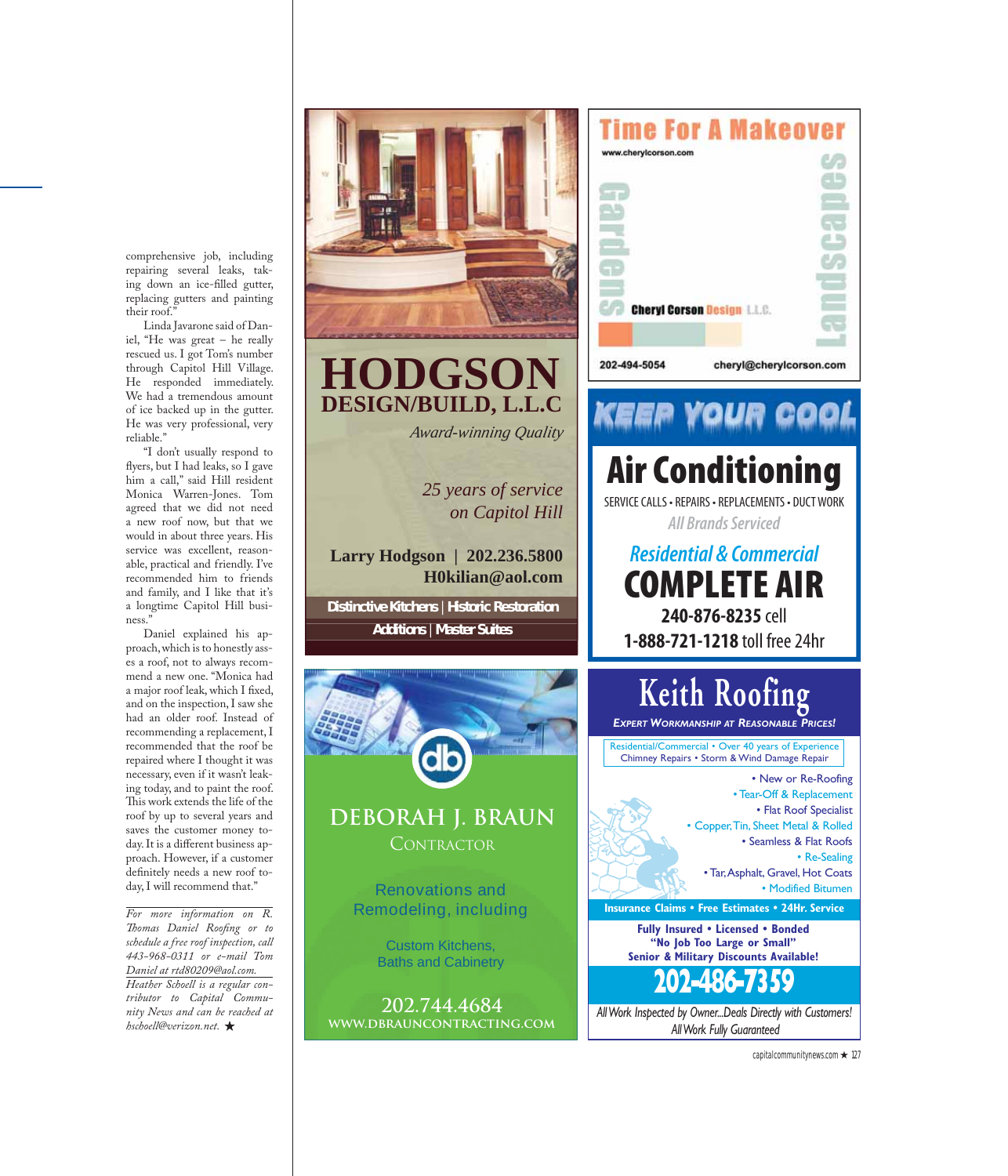comprehensive job, including repairing several leaks, taking down an ice-filled gutter, replacing gutters and painting their roof."

Linda Javarone said of Daniel, "He was great – he really rescued us. I got Tom's number through Capitol Hill Village. He responded immediately. We had a tremendous amount of ice backed up in the gutter. He was very professional, very reliable."

"I don't usually respond to flyers, but I had leaks, so I gave him a call," said Hill resident Monica Warren-Jones. Tom agreed that we did not need a new roof now, but that we would in about three years. His service was excellent, reasonable, practical and friendly. I've recommended him to friends and family, and I like that it's a longtime Capitol Hill business."

Daniel explained his approach, which is to honestly assess a roof, not to always recommend a new one. "Monica had a major roof leak, which I fixed, and on the inspection, I saw she had an older roof. Instead of recommending a replacement, I recommended that the roof be repaired where I thought it was necessary, even if it wasn't leaking today, and to paint the roof. This work extends the life of the roof by up to several years and saves the customer money today. It is a different business approach. However, if a customer definitely needs a new roof today, I will recommend that."

*For more information on R. Thomas Daniel Roofing or to schedule a free roof inspection, call 443-968-0311 or e-mail Tom Daniel at rtd80209@aol.com.*

*Heather Schoell is a regular contributor to Capital Community News and can be reached at hschoell@verizon.net.* ★

---

**HODGSON DESIGN/BUILD, L.L.C**

*Award-winning Quality*

*25 years of service on Capitol Hill*

**Larry Hodgson | 202.236.5800**
**H0kilian@aol.com**

**Distinctive Kitchens | Historic Restoration**
**Additions | Master Suites**

---

**Time For A Makeover**

www.cherylcorson.com

Gardens Landscapes

**Cheryl Corson** Design L.L.C.

202-494-5054 cheryl@cherylcorson.com

---

**KEEP YOUR COOL**

**Air Conditioning**

SERVICE CALLS • REPAIRS • REPLACEMENTS • DUCT WORK

*All Brands Serviced*

*Residential & Commercial*

**COMPLETE AIR**

**240-876-8235** cell
**1-888-721-1218** toll free 24hr

---

**DEBORAH J. BRAUN**
CONTRACTOR

Renovations and Remodeling, including

Custom Kitchens, Baths and Cabinetry

202.744.4684
WWW.DBRAUNCONTRACTING.COM

---

**Keith Roofing**

*EXPERT WORKMANSHIP AT REASONABLE PRICES!*

Residential/Commercial • Over 40 years of Experience
Chimney Repairs • Storm & Wind Damage Repair

- New or Re-Roofing
- Tear-Off & Replacement
- Flat Roof Specialist
- Copper, Tin, Sheet Metal & Rolled
- Seamless & Flat Roofs
- Re-Sealing
- Tar, Asphalt, Gravel, Hot Coats
- Modified Bitumen

**Insurance Claims • Free Estimates • 24Hr. Service**

**Fully Insured • Licensed • Bonded**
**"No Job Too Large or Small"**
**Senior & Military Discounts Available!**

**202-486-7359**

*All Work Inspected by Owner...Deals Directly with Customers!*
*All Work Fully Guaranteed*